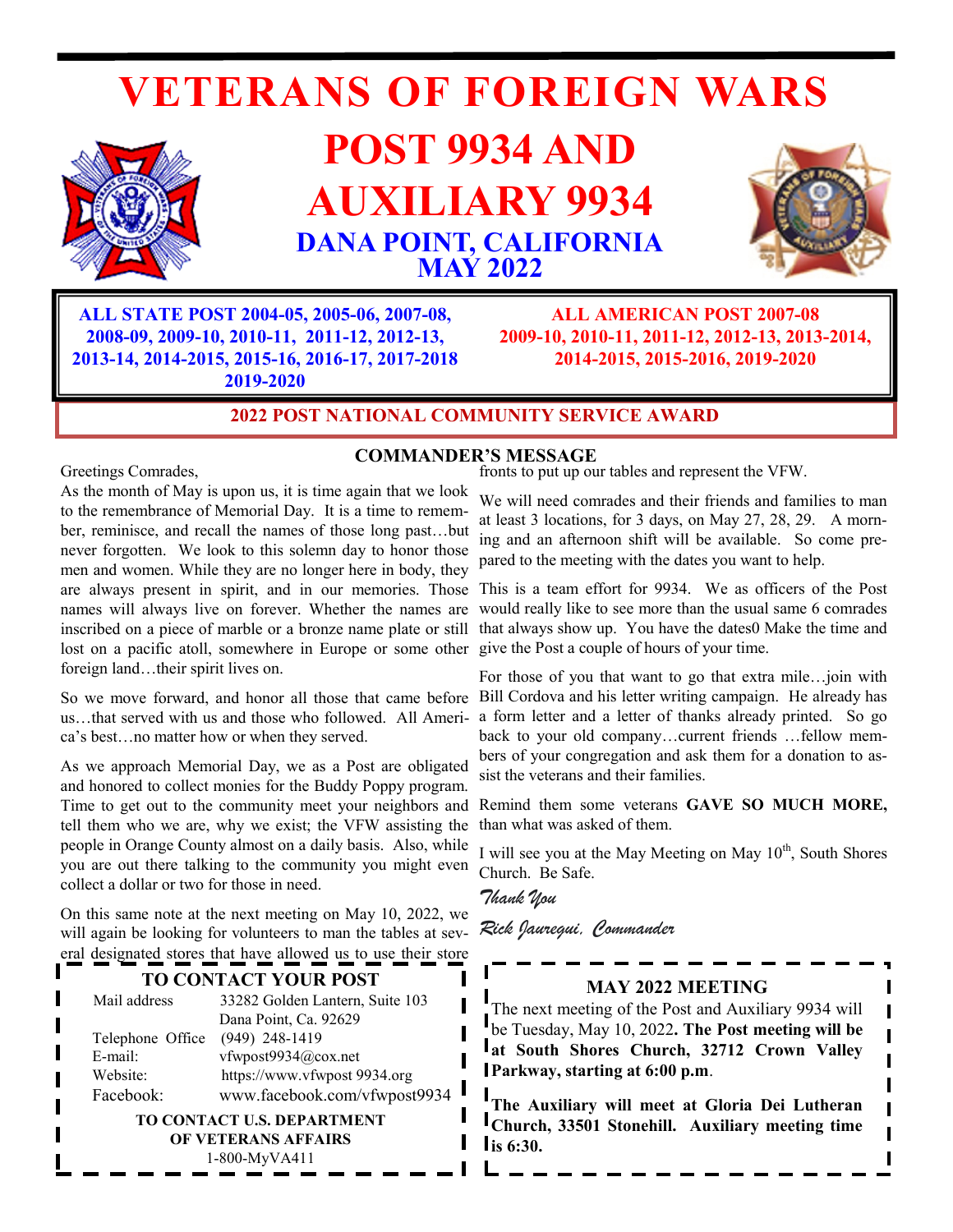# VETERANS OF FOREIGN WARS

# POST 9934 AND AUXILIARY 9934

## DANA POINT, CALIFORNIA
## MAY 2022

**ALL STATE POST 2004-05, 2005-06, 2007-08, 2008-09, 2009-10, 2010-11, 2011-12, 2012-13, 2013-14, 2014-2015, 2015-16, 2016-17, 2017-2018 2019-2020**

**ALL AMERICAN POST 2007-08 2009-10, 2010-11, 2011-12, 2012-13, 2013-2014, 2014-2015, 2015-2016, 2019-2020**

**2022 POST NATIONAL COMMUNITY SERVICE AWARD**

### COMMANDER'S MESSAGE

Greetings Comrades,

As the month of May is upon us, it is time again that we look to the remembrance of Memorial Day. It is a time to remember, reminisce, and recall the names of those long past…but never forgotten. We look to this solemn day to honor those men and women. While they are no longer here in body, they are always present in spirit, and in our memories. Those names will always live on forever. Whether the names are inscribed on a piece of marble or a bronze name plate or still lost on a pacific atoll, somewhere in Europe or some other foreign land…their spirit lives on.

So we move forward, and honor all those that came before us…that served with us and those who followed. All America's best…no matter how or when they served.

As we approach Memorial Day, we as a Post are obligated and honored to collect monies for the Buddy Poppy program. Time to get out to the community meet your neighbors and tell them who we are, why we exist; the VFW assisting the people in Orange County almost on a daily basis. Also, while you are out there talking to the community you might even collect a dollar or two for those in need.

On this same note at the next meeting on May 10, 2022, we will again be looking for volunteers to man the tables at several designated stores that have allowed us to use their store fronts to put up our tables and represent the VFW.

We will need comrades and their friends and families to man at least 3 locations, for 3 days, on May 27, 28, 29. A morning and an afternoon shift will be available. So come prepared to the meeting with the dates you want to help.

This is a team effort for 9934. We as officers of the Post would really like to see more than the usual same 6 comrades that always show up. You have the dates0 Make the time and give the Post a couple of hours of your time.

For those of you that want to go that extra mile…join with Bill Cordova and his letter writing campaign. He already has a form letter and a letter of thanks already printed. So go back to your old company…current friends …fellow members of your congregation and ask them for a donation to assist the veterans and their families.

Remind them some veterans **GAVE SO MUCH MORE,** than what was asked of them.

I will see you at the May Meeting on May 10th, South Shores Church. Be Safe.

*Thank You*

*Rick Jauregui, Commander*

### TO CONTACT YOUR POST

| | |
|---|---|
| Mail address | 33282 Golden Lantern, Suite 103 Dana Point, Ca. 92629 |
| Telephone Office | (949) 248-1419 |
| E-mail: | vfwpost9934@cox.net |
| Website: | https://www.vfwpost 9934.org |
| Facebook: | www.facebook.com/vfwpost9934 |

**TO CONTACT U.S. DEPARTMENT OF VETERANS AFFAIRS**
1-800-MyVA411

### MAY 2022 MEETING

The next meeting of the Post and Auxiliary 9934 will be Tuesday, May 10, 2022**. The Post meeting will be at South Shores Church, 32712 Crown Valley Parkway, starting at 6:00 p.m**.

**The Auxiliary will meet at Gloria Dei Lutheran Church, 33501 Stonehill. Auxiliary meeting time is 6:30.**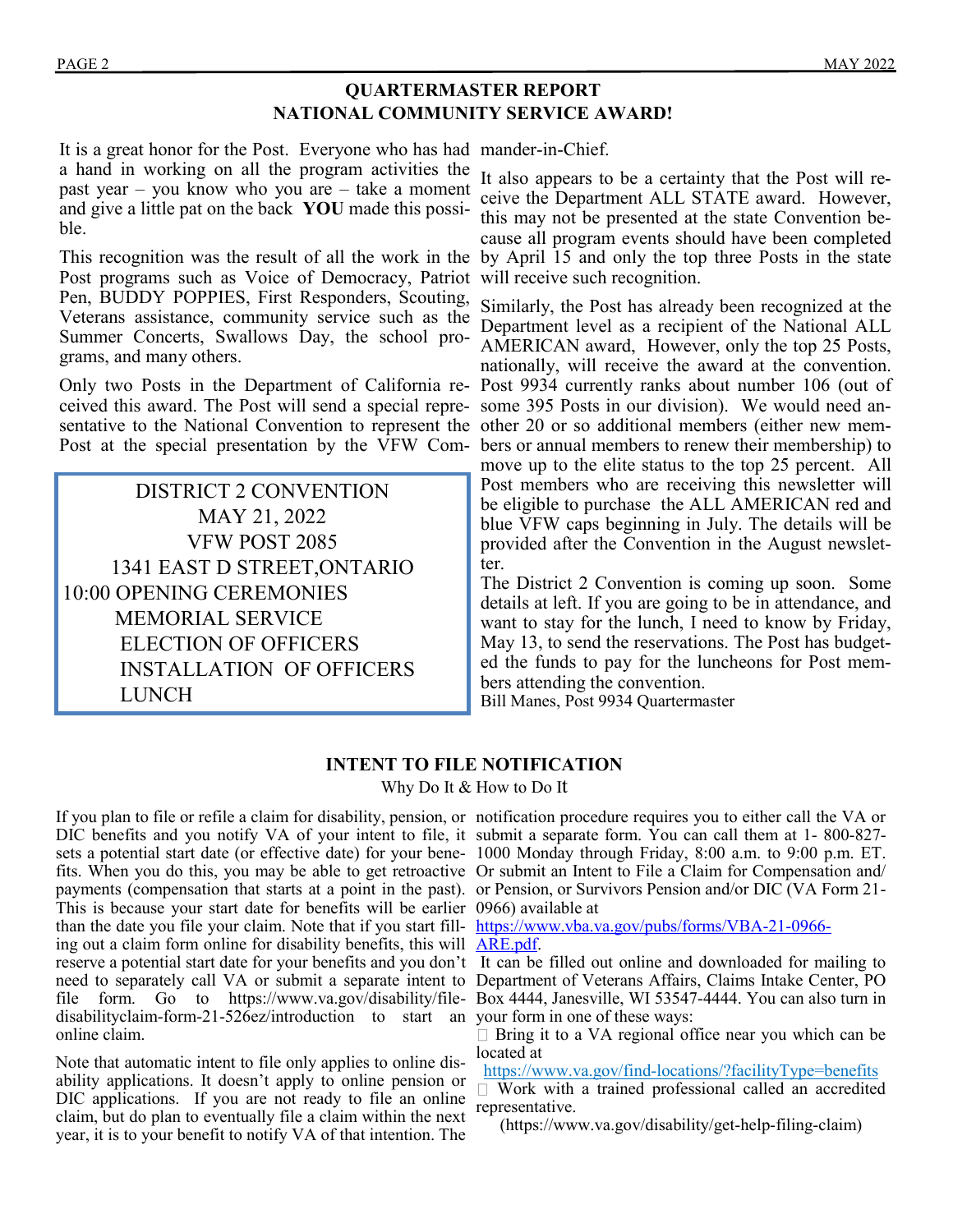## QUARTERMASTER REPORT
## NATIONAL COMMUNITY SERVICE AWARD!

It is a great honor for the Post. Everyone who has had a hand in working on all the program activities the past year – you know who you are – take a moment and give a little pat on the back **YOU** made this possible.

This recognition was the result of all the work in the Post programs such as Voice of Democracy, Patriot Pen, BUDDY POPPIES, First Responders, Scouting, Veterans assistance, community service such as the Summer Concerts, Swallows Day, the school programs, and many others.

Only two Posts in the Department of California received this award. The Post will send a special representative to the National Convention to represent the Post at the special presentation by the VFW Commander-in-Chief.

It also appears to be a certainty that the Post will receive the Department ALL STATE award. However, this may not be presented at the state Convention because all program events should have been completed by April 15 and only the top three Posts in the state will receive such recognition.

Similarly, the Post has already been recognized at the Department level as a recipient of the National ALL AMERICAN award, However, only the top 25 Posts, nationally, will receive the award at the convention. Post 9934 currently ranks about number 106 (out of some 395 Posts in our division). We would need another 20 or so additional members (either new members or annual members to renew their membership) to move up to the elite status to the top 25 percent. All Post members who are receiving this newsletter will be eligible to purchase the ALL AMERICAN red and blue VFW caps beginning in July. The details will be provided after the Convention in the August newsletter.

The District 2 Convention is coming up soon. Some details at left. If you are going to be in attendance, and want to stay for the lunch, I need to know by Friday, May 13, to send the reservations. The Post has budgeted the funds to pay for the luncheons for Post members attending the convention.

Bill Manes, Post 9934 Quartermaster

> DISTRICT 2 CONVENTION
> MAY 21, 2022
> VFW POST 2085
> 1341 EAST D STREET,ONTARIO
> 10:00 OPENING CEREMONIES
> MEMORIAL SERVICE
> ELECTION OF OFFICERS
> INSTALLATION OF OFFICERS
> LUNCH

## INTENT TO FILE NOTIFICATION

Why Do It & How to Do It

If you plan to file or refile a claim for disability, pension, or DIC benefits and you notify VA of your intent to file, it sets a potential start date (or effective date) for your benefits. When you do this, you may be able to get retroactive payments (compensation that starts at a point in the past). This is because your start date for benefits will be earlier than the date you file your claim. Note that if you start filling out a claim form online for disability benefits, this will reserve a potential start date for your benefits and you don't need to separately call VA or submit a separate intent to file form. Go to https://www.va.gov/disability/file-disabilityclaim-form-21-526ez/introduction to start an online claim.

Note that automatic intent to file only applies to online disability applications. It doesn't apply to online pension or DIC applications. If you are not ready to file an online claim, but do plan to eventually file a claim within the next year, it is to your benefit to notify VA of that intention. The notification procedure requires you to either call the VA or submit a separate form. You can call them at 1- 800-827-1000 Monday through Friday, 8:00 a.m. to 9:00 p.m. ET. Or submit an Intent to File a Claim for Compensation and/or Pension, or Survivors Pension and/or DIC (VA Form 21-0966) available at https://www.vba.va.gov/pubs/forms/VBA-21-0966-ARE.pdf.

It can be filled out online and downloaded for mailing to Department of Veterans Affairs, Claims Intake Center, PO Box 4444, Janesville, WI 53547-4444. You can also turn in your form in one of these ways:

- Bring it to a VA regional office near you which can be located at https://www.va.gov/find-locations/?facilityType=benefits
- Work with a trained professional called an accredited representative. (https://www.va.gov/disability/get-help-filing-claim)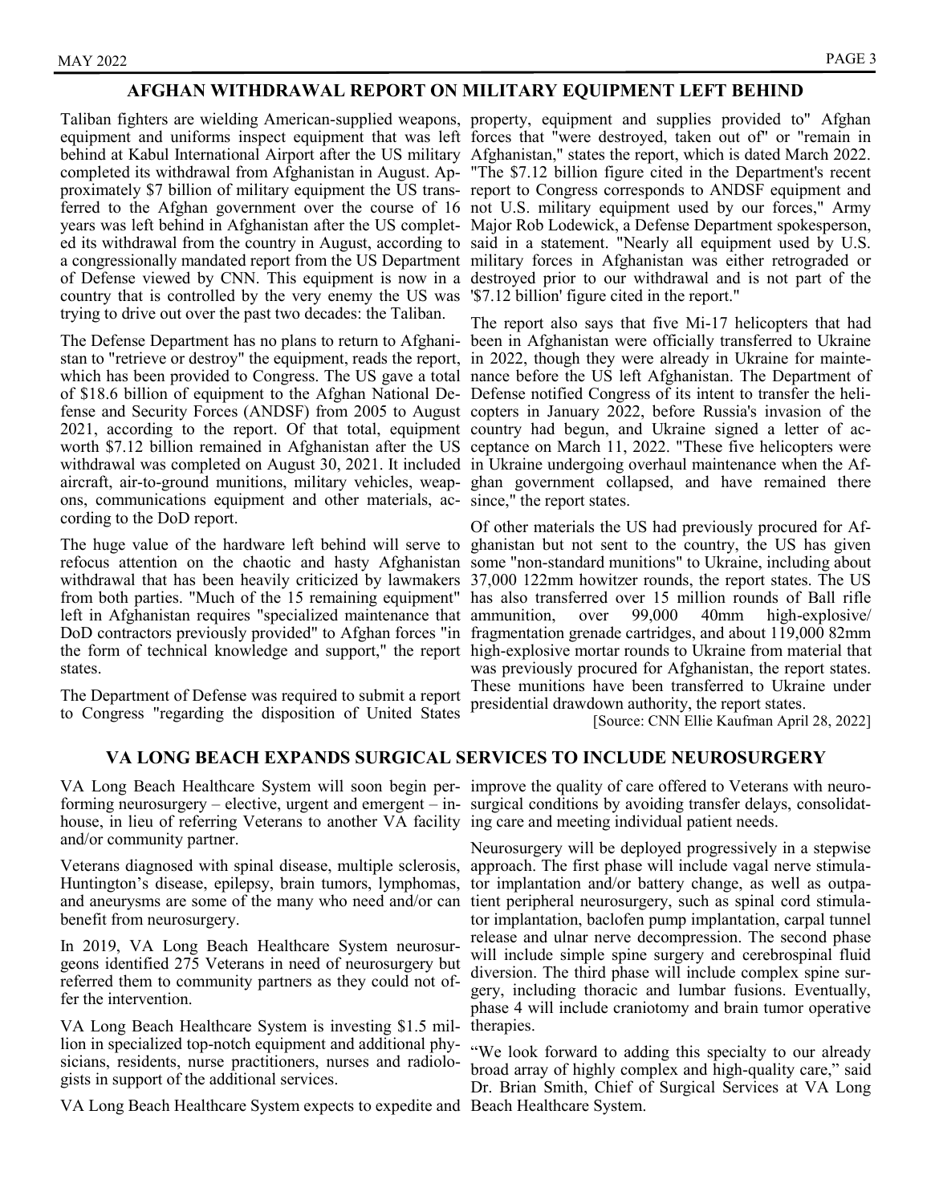## AFGHAN WITHDRAWAL REPORT ON MILITARY EQUIPMENT LEFT BEHIND

Taliban fighters are wielding American-supplied weapons, equipment and uniforms inspect equipment that was left behind at Kabul International Airport after the US military completed its withdrawal from Afghanistan in August. Approximately $7 billion of military equipment the US transferred to the Afghan government over the course of 16 years was left behind in Afghanistan after the US completed its withdrawal from the country in August, according to a congressionally mandated report from the US Department of Defense viewed by CNN. This equipment is now in a country that is controlled by the very enemy the US was trying to drive out over the past two decades: the Taliban.

The Defense Department has no plans to return to Afghanistan to "retrieve or destroy" the equipment, reads the report, which has been provided to Congress. The US gave a total of $18.6 billion of equipment to the Afghan National Defense and Security Forces (ANDSF) from 2005 to August 2021, according to the report. Of that total, equipment worth $7.12 billion remained in Afghanistan after the US withdrawal was completed on August 30, 2021. It included aircraft, air-to-ground munitions, military vehicles, weapons, communications equipment and other materials, according to the DoD report.

The huge value of the hardware left behind will serve to refocus attention on the chaotic and hasty Afghanistan withdrawal that has been heavily criticized by lawmakers from both parties. "Much of the 15 remaining equipment" left in Afghanistan requires "specialized maintenance that DoD contractors previously provided" to Afghan forces "in the form of technical knowledge and support," the report states.

The Department of Defense was required to submit a report to Congress "regarding the disposition of United States property, equipment and supplies provided to" Afghan forces that "were destroyed, taken out of" or "remain in Afghanistan," states the report, which is dated March 2022. "The $7.12 billion figure cited in the Department's recent report to Congress corresponds to ANDSF equipment and not U.S. military equipment used by our forces," Army Major Rob Lodewick, a Defense Department spokesperson, said in a statement. "Nearly all equipment used by U.S. military forces in Afghanistan was either retrograded or destroyed prior to our withdrawal and is not part of the '$7.12 billion' figure cited in the report."

The report also says that five Mi-17 helicopters that had been in Afghanistan were officially transferred to Ukraine in 2022, though they were already in Ukraine for maintenance before the US left Afghanistan. The Department of Defense notified Congress of its intent to transfer the helicopters in January 2022, before Russia's invasion of the country had begun, and Ukraine signed a letter of acceptance on March 11, 2022. "These five helicopters were in Ukraine undergoing overhaul maintenance when the Afghan government collapsed, and have remained there since," the report states.

Of other materials the US had previously procured for Afghanistan but not sent to the country, the US has given some "non-standard munitions" to Ukraine, including about 37,000 122mm howitzer rounds, the report states. The US has also transferred over 15 million rounds of Ball rifle ammunition, over 99,000 40mm high-explosive/fragmentation grenade cartridges, and about 119,000 82mm high-explosive mortar rounds to Ukraine from material that was previously procured for Afghanistan, the report states. These munitions have been transferred to Ukraine under presidential drawdown authority, the report states.

[Source: CNN Ellie Kaufman April 28, 2022]

## VA LONG BEACH EXPANDS SURGICAL SERVICES TO INCLUDE NEUROSURGERY

VA Long Beach Healthcare System will soon begin performing neurosurgery – elective, urgent and emergent – in-house, in lieu of referring Veterans to another VA facility and/or community partner.

Veterans diagnosed with spinal disease, multiple sclerosis, Huntington's disease, epilepsy, brain tumors, lymphomas, and aneurysms are some of the many who need and/or can benefit from neurosurgery.

In 2019, VA Long Beach Healthcare System neurosurgeons identified 275 Veterans in need of neurosurgery but referred them to community partners as they could not offer the intervention.

VA Long Beach Healthcare System is investing $1.5 million in specialized top-notch equipment and additional physicians, residents, nurse practitioners, nurses and radiologists in support of the additional services.

VA Long Beach Healthcare System expects to expedite and improve the quality of care offered to Veterans with neurosurgical conditions by avoiding transfer delays, consolidating care and meeting individual patient needs.

Neurosurgery will be deployed progressively in a stepwise approach. The first phase will include vagal nerve stimulator implantation and/or battery change, as well as outpatient peripheral neurosurgery, such as spinal cord stimulator implantation, baclofen pump implantation, carpal tunnel release and ulnar nerve decompression. The second phase will include simple spine surgery and cerebrospinal fluid diversion. The third phase will include complex spine surgery, including thoracic and lumbar fusions. Eventually, phase 4 will include craniotomy and brain tumor operative therapies.

"We look forward to adding this specialty to our already broad array of highly complex and high-quality care," said Dr. Brian Smith, Chief of Surgical Services at VA Long Beach Healthcare System.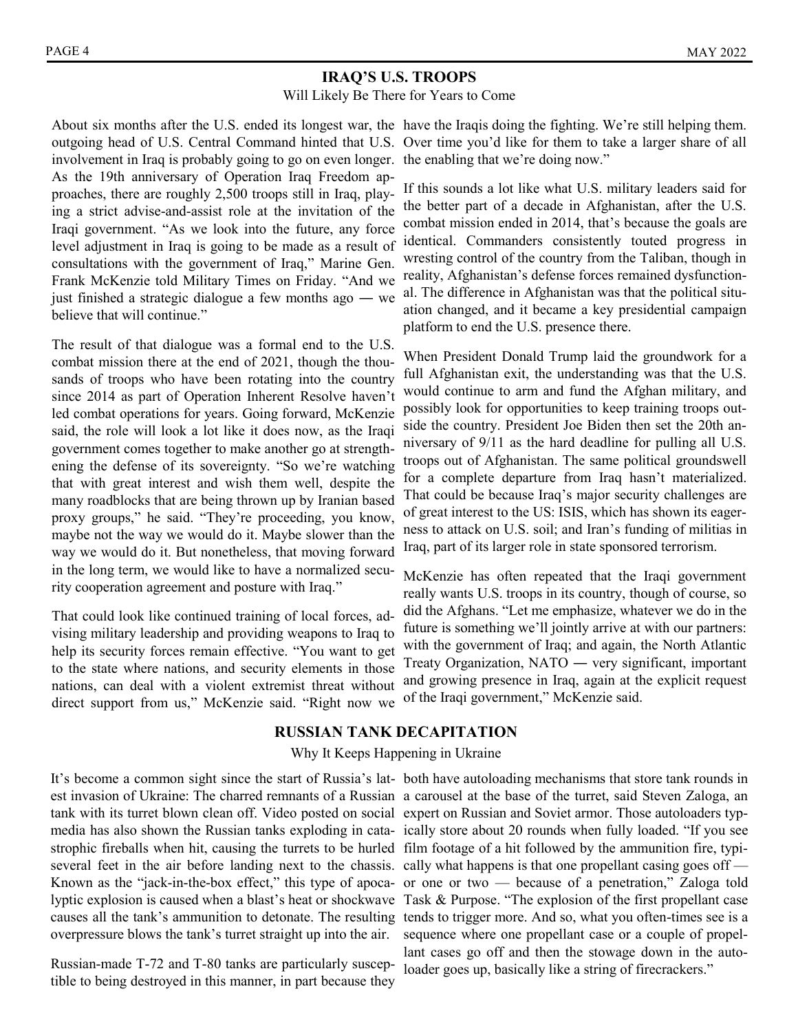## IRAQ'S U.S. TROOPS

Will Likely Be There for Years to Come

About six months after the U.S. ended its longest war, the outgoing head of U.S. Central Command hinted that U.S. involvement in Iraq is probably going to go on even longer. As the 19th anniversary of Operation Iraq Freedom approaches, there are roughly 2,500 troops still in Iraq, playing a strict advise-and-assist role at the invitation of the Iraqi government. "As we look into the future, any force level adjustment in Iraq is going to be made as a result of consultations with the government of Iraq," Marine Gen. Frank McKenzie told Military Times on Friday. "And we just finished a strategic dialogue a few months ago ― we believe that will continue."

The result of that dialogue was a formal end to the U.S. combat mission there at the end of 2021, though the thousands of troops who have been rotating into the country since 2014 as part of Operation Inherent Resolve haven't led combat operations for years. Going forward, McKenzie said, the role will look a lot like it does now, as the Iraqi government comes together to make another go at strengthening the defense of its sovereignty. "So we're watching that with great interest and wish them well, despite the many roadblocks that are being thrown up by Iranian based proxy groups," he said. "They're proceeding, you know, maybe not the way we would do it. Maybe slower than the way we would do it. But nonetheless, that moving forward in the long term, we would like to have a normalized security cooperation agreement and posture with Iraq."

That could look like continued training of local forces, advising military leadership and providing weapons to Iraq to help its security forces remain effective. "You want to get to the state where nations, and security elements in those nations, can deal with a violent extremist threat without direct support from us," McKenzie said. "Right now we have the Iraqis doing the fighting. We're still helping them. Over time you'd like for them to take a larger share of all the enabling that we're doing now."

If this sounds a lot like what U.S. military leaders said for the better part of a decade in Afghanistan, after the U.S. combat mission ended in 2014, that's because the goals are identical. Commanders consistently touted progress in wresting control of the country from the Taliban, though in reality, Afghanistan's defense forces remained dysfunctional. The difference in Afghanistan was that the political situation changed, and it became a key presidential campaign platform to end the U.S. presence there.

When President Donald Trump laid the groundwork for a full Afghanistan exit, the understanding was that the U.S. would continue to arm and fund the Afghan military, and possibly look for opportunities to keep training troops outside the country. President Joe Biden then set the 20th anniversary of 9/11 as the hard deadline for pulling all U.S. troops out of Afghanistan. The same political groundswell for a complete departure from Iraq hasn't materialized. That could be because Iraq's major security challenges are of great interest to the US: ISIS, which has shown its eagerness to attack on U.S. soil; and Iran's funding of militias in Iraq, part of its larger role in state sponsored terrorism.

McKenzie has often repeated that the Iraqi government really wants U.S. troops in its country, though of course, so did the Afghans. "Let me emphasize, whatever we do in the future is something we'll jointly arrive at with our partners: with the government of Iraq; and again, the North Atlantic Treaty Organization, NATO ― very significant, important and growing presence in Iraq, again at the explicit request of the Iraqi government," McKenzie said.

## RUSSIAN TANK DECAPITATION

Why It Keeps Happening in Ukraine

It's become a common sight since the start of Russia's latest invasion of Ukraine: The charred remnants of a Russian tank with its turret blown clean off. Video posted on social media has also shown the Russian tanks exploding in catastrophic fireballs when hit, causing the turrets to be hurled several feet in the air before landing next to the chassis. Known as the "jack-in-the-box effect," this type of apocalyptic explosion is caused when a blast's heat or shockwave causes all the tank's ammunition to detonate. The resulting overpressure blows the tank's turret straight up into the air.

Russian-made T-72 and T-80 tanks are particularly susceptible to being destroyed in this manner, in part because they both have autoloading mechanisms that store tank rounds in a carousel at the base of the turret, said Steven Zaloga, an expert on Russian and Soviet armor. Those autoloaders typically store about 20 rounds when fully loaded. "If you see film footage of a hit followed by the ammunition fire, typically what happens is that one propellant casing goes off — or one or two — because of a penetration," Zaloga told Task & Purpose. "The explosion of the first propellant case tends to trigger more. And so, what you often-times see is a sequence where one propellant case or a couple of propellant cases go off and then the stowage down in the autoloader goes up, basically like a string of firecrackers."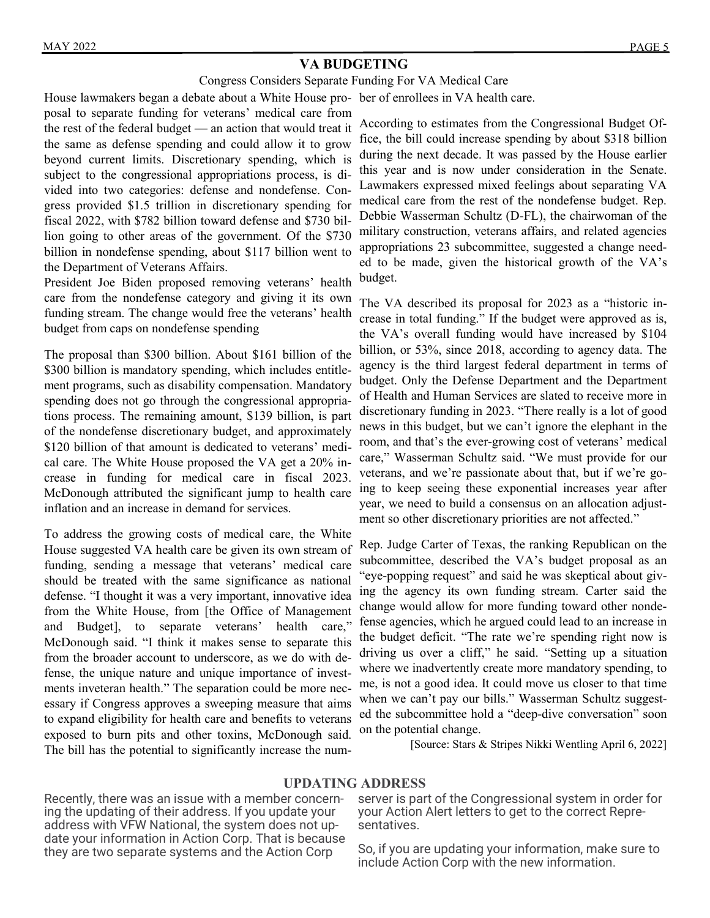## VA BUDGETING

Congress Considers Separate Funding For VA Medical Care

House lawmakers began a debate about a White House proposal to separate funding for veterans' medical care from the rest of the federal budget — an action that would treat it the same as defense spending and could allow it to grow beyond current limits. Discretionary spending, which is subject to the congressional appropriations process, is divided into two categories: defense and nondefense. Congress provided $1.5 trillion in discretionary spending for fiscal 2022, with $782 billion toward defense and $730 billion going to other areas of the government. Of the $730 billion in nondefense spending, about $117 billion went to the Department of Veterans Affairs.

President Joe Biden proposed removing veterans' health care from the nondefense category and giving it its own funding stream. The change would free the veterans' health budget from caps on nondefense spending

The proposal than $300 billion. About $161 billion of the $300 billion is mandatory spending, which includes entitlement programs, such as disability compensation. Mandatory spending does not go through the congressional appropriations process. The remaining amount, $139 billion, is part of the nondefense discretionary budget, and approximately $120 billion of that amount is dedicated to veterans' medical care. The White House proposed the VA get a 20% increase in funding for medical care in fiscal 2023. McDonough attributed the significant jump to health care inflation and an increase in demand for services.

To address the growing costs of medical care, the White House suggested VA health care be given its own stream of funding, sending a message that veterans' medical care should be treated with the same significance as national defense. "I thought it was a very important, innovative idea from the White House, from [the Office of Management and Budget], to separate veterans' health care," McDonough said. "I think it makes sense to separate this from the broader account to underscore, as we do with defense, the unique nature and unique importance of investments inveteran health." The separation could be more necessary if Congress approves a sweeping measure that aims to expand eligibility for health care and benefits to veterans exposed to burn pits and other toxins, McDonough said. The bill has the potential to significantly increase the number of enrollees in VA health care.

According to estimates from the Congressional Budget Office, the bill could increase spending by about $318 billion during the next decade. It was passed by the House earlier this year and is now under consideration in the Senate. Lawmakers expressed mixed feelings about separating VA medical care from the rest of the nondefense budget. Rep. Debbie Wasserman Schultz (D-FL), the chairwoman of the military construction, veterans affairs, and related agencies appropriations 23 subcommittee, suggested a change needed to be made, given the historical growth of the VA's budget.

The VA described its proposal for 2023 as a "historic increase in total funding." If the budget were approved as is, the VA's overall funding would have increased by $104 billion, or 53%, since 2018, according to agency data. The agency is the third largest federal department in terms of budget. Only the Defense Department and the Department of Health and Human Services are slated to receive more in discretionary funding in 2023. "There really is a lot of good news in this budget, but we can't ignore the elephant in the room, and that's the ever-growing cost of veterans' medical care," Wasserman Schultz said. "We must provide for our veterans, and we're passionate about that, but if we're going to keep seeing these exponential increases year after year, we need to build a consensus on an allocation adjustment so other discretionary priorities are not affected."

Rep. Judge Carter of Texas, the ranking Republican on the subcommittee, described the VA's budget proposal as an "eye-popping request" and said he was skeptical about giving the agency its own funding stream. Carter said the change would allow for more funding toward other nondefense agencies, which he argued could lead to an increase in the budget deficit. "The rate we're spending right now is driving us over a cliff," he said. "Setting up a situation where we inadvertently create more mandatory spending, to me, is not a good idea. It could move us closer to that time when we can't pay our bills." Wasserman Schultz suggested the subcommittee hold a "deep-dive conversation" soon on the potential change.

[Source: Stars & Stripes Nikki Wentling April 6, 2022]

## UPDATING ADDRESS

Recently, there was an issue with a member concerning the updating of their address. If you update your address with VFW National, the system does not update your information in Action Corp. That is because they are two separate systems and the Action Corp server is part of the Congressional system in order for your Action Alert letters to get to the correct Representatives.

So, if you are updating your information, make sure to include Action Corp with the new information.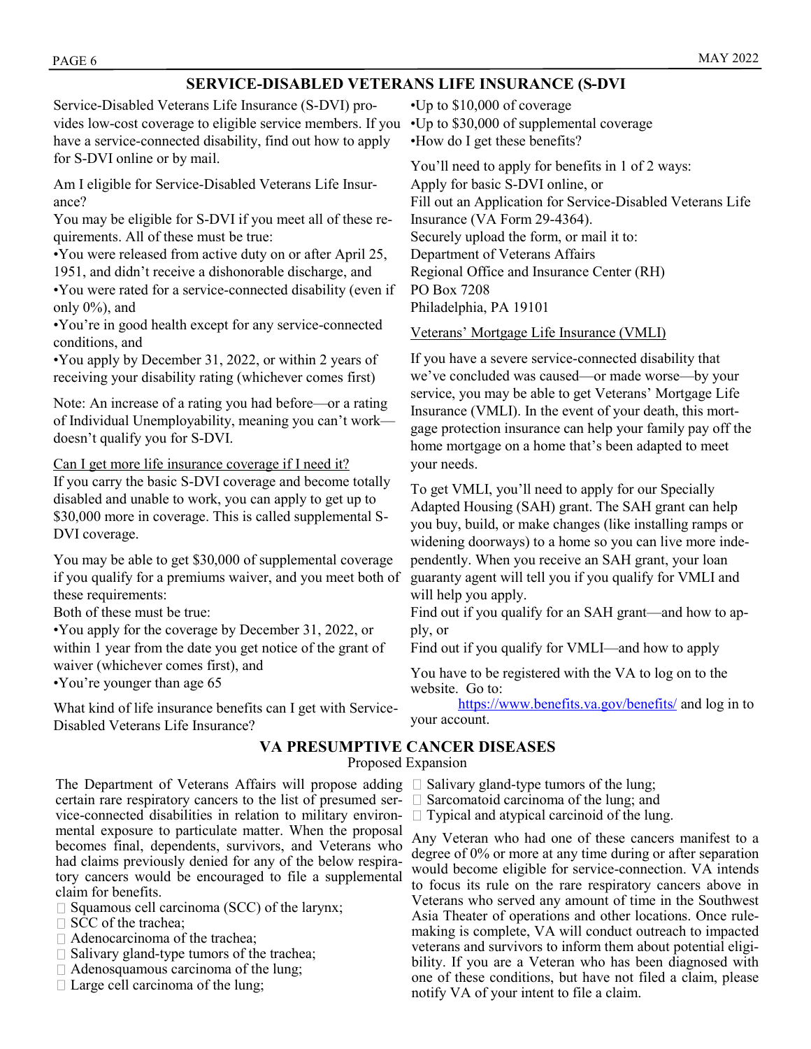## SERVICE-DISABLED VETERANS LIFE INSURANCE (S-DVI

Service-Disabled Veterans Life Insurance (S-DVI) provides low-cost coverage to eligible service members. If you have a service-connected disability, find out how to apply for S-DVI online or by mail.

Am I eligible for Service-Disabled Veterans Life Insurance?

You may be eligible for S-DVI if you meet all of these requirements. All of these must be true:

- You were released from active duty on or after April 25, 1951, and didn't receive a dishonorable discharge, and
- You were rated for a service-connected disability (even if only 0%), and
- You're in good health except for any service-connected conditions, and
- You apply by December 31, 2022, or within 2 years of receiving your disability rating (whichever comes first)

Note: An increase of a rating you had before—or a rating of Individual Unemployability, meaning you can't work—doesn't qualify you for S-DVI.

<u>Can I get more life insurance coverage if I need it?</u>

If you carry the basic S-DVI coverage and become totally disabled and unable to work, you can apply to get up to $30,000 more in coverage. This is called supplemental S-DVI coverage.

You may be able to get $30,000 of supplemental coverage if you qualify for a premiums waiver, and you meet both of these requirements:

Both of these must be true:

- You apply for the coverage by December 31, 2022, or within 1 year from the date you get notice of the grant of waiver (whichever comes first), and
- You're younger than age 65

What kind of life insurance benefits can I get with Service-Disabled Veterans Life Insurance?

- Up to $10,000 of coverage
- Up to $30,000 of supplemental coverage
- How do I get these benefits?

You'll need to apply for benefits in 1 of 2 ways:

Apply for basic S-DVI online, or

Fill out an Application for Service-Disabled Veterans Life Insurance (VA Form 29-4364).

Securely upload the form, or mail it to:

Department of Veterans Affairs
Regional Office and Insurance Center (RH)
PO Box 7208
Philadelphia, PA 19101

<u>Veterans' Mortgage Life Insurance (VMLI)</u>

If you have a severe service-connected disability that we've concluded was caused—or made worse—by your service, you may be able to get Veterans' Mortgage Life Insurance (VMLI). In the event of your death, this mortgage protection insurance can help your family pay off the home mortgage on a home that's been adapted to meet your needs.

To get VMLI, you'll need to apply for our Specially Adapted Housing (SAH) grant. The SAH grant can help you buy, build, or make changes (like installing ramps or widening doorways) to a home so you can live more independently. When you receive an SAH grant, your loan guaranty agent will tell you if you qualify for VMLI and will help you apply.

Find out if you qualify for an SAH grant—and how to apply, or

Find out if you qualify for VMLI—and how to apply

You have to be registered with the VA to log on to the website. Go to:

https://www.benefits.va.gov/benefits/ and log in to your account.

## VA PRESUMPTIVE CANCER DISEASES

Proposed Expansion

The Department of Veterans Affairs will propose adding certain rare respiratory cancers to the list of presumed service-connected disabilities in relation to military environmental exposure to particulate matter. When the proposal becomes final, dependents, survivors, and Veterans who had claims previously denied for any of the below respiratory cancers would be encouraged to file a supplemental claim for benefits.

- Squamous cell carcinoma (SCC) of the larynx;
- SCC of the trachea;
- Adenocarcinoma of the trachea;
- Salivary gland-type tumors of the trachea;
- Adenosquamous carcinoma of the lung;
- Large cell carcinoma of the lung;
- Salivary gland-type tumors of the lung;
- Sarcomatoid carcinoma of the lung; and
- Typical and atypical carcinoid of the lung.

Any Veteran who had one of these cancers manifest to a degree of 0% or more at any time during or after separation would become eligible for service-connection. VA intends to focus its rule on the rare respiratory cancers above in Veterans who served any amount of time in the Southwest Asia Theater of operations and other locations. Once rulemaking is complete, VA will conduct outreach to impacted veterans and survivors to inform them about potential eligibility. If you are a Veteran who has been diagnosed with one of these conditions, but have not filed a claim, please notify VA of your intent to file a claim.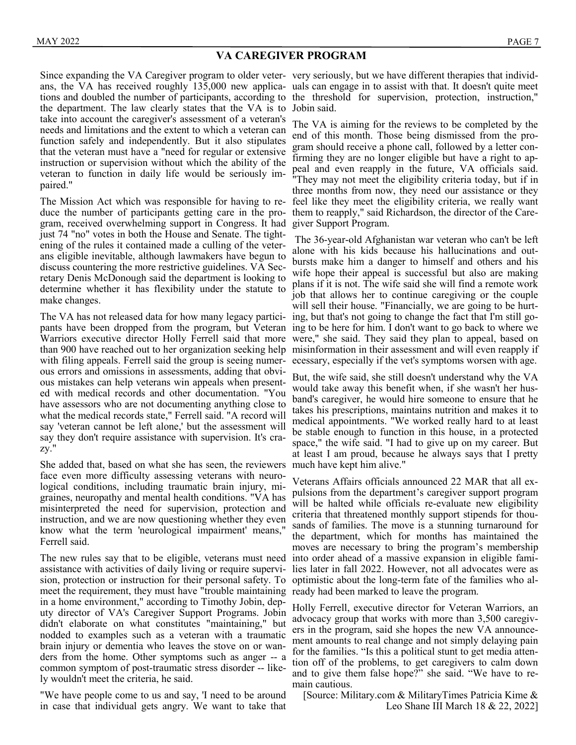## VA CAREGIVER PROGRAM

Since expanding the VA Caregiver program to older veterans, the VA has received roughly 135,000 new applications and doubled the number of participants, according to the department. The law clearly states that the VA is to take into account the caregiver's assessment of a veteran's needs and limitations and the extent to which a veteran can function safely and independently. But it also stipulates that the veteran must have a "need for regular or extensive instruction or supervision without which the ability of the veteran to function in daily life would be seriously impaired."

The Mission Act which was responsible for having to reduce the number of participants getting care in the program, received overwhelming support in Congress. It had just 74 "no" votes in both the House and Senate. The tightening of the rules it contained made a culling of the veterans eligible inevitable, although lawmakers have begun to discuss countering the more restrictive guidelines. VA Secretary Denis McDonough said the department is looking to determine whether it has flexibility under the statute to make changes.

The VA has not released data for how many legacy participants have been dropped from the program, but Veteran Warriors executive director Holly Ferrell said that more than 900 have reached out to her organization seeking help with filing appeals. Ferrell said the group is seeing numerous errors and omissions in assessments, adding that obvious mistakes can help veterans win appeals when presented with medical records and other documentation. "You have assessors who are not documenting anything close to what the medical records state," Ferrell said. "A record will say 'veteran cannot be left alone,' but the assessment will say they don't require assistance with supervision. It's crazy."

She added that, based on what she has seen, the reviewers face even more difficulty assessing veterans with neurological conditions, including traumatic brain injury, migraines, neuropathy and mental health conditions. "VA has misinterpreted the need for supervision, protection and instruction, and we are now questioning whether they even know what the term 'neurological impairment' means," Ferrell said.

The new rules say that to be eligible, veterans must need assistance with activities of daily living or require supervision, protection or instruction for their personal safety. To meet the requirement, they must have "trouble maintaining in a home environment," according to Timothy Jobin, deputy director of VA's Caregiver Support Programs. Jobin didn't elaborate on what constitutes "maintaining," but nodded to examples such as a veteran with a traumatic brain injury or dementia who leaves the stove on or wanders from the home. Other symptoms such as anger -- a common symptom of post-traumatic stress disorder -- likely wouldn't meet the criteria, he said.

"We have people come to us and say, 'I need to be around in case that individual gets angry. We want to take that very seriously, but we have different therapies that individuals can engage in to assist with that. It doesn't quite meet the threshold for supervision, protection, instruction," Jobin said.

The VA is aiming for the reviews to be completed by the end of this month. Those being dismissed from the program should receive a phone call, followed by a letter confirming they are no longer eligible but have a right to appeal and even reapply in the future, VA officials said. "They may not meet the eligibility criteria today, but if in three months from now, they need our assistance or they feel like they meet the eligibility criteria, we really want them to reapply," said Richardson, the director of the Caregiver Support Program.

The 36-year-old Afghanistan war veteran who can't be left alone with his kids because his hallucinations and outbursts make him a danger to himself and others and his wife hope their appeal is successful but also are making plans if it is not. The wife said she will find a remote work job that allows her to continue caregiving or the couple will sell their house. "Financially, we are going to be hurting, but that's not going to change the fact that I'm still going to be here for him. I don't want to go back to where we were," she said. They said they plan to appeal, based on misinformation in their assessment and will even reapply if ecessary, especially if the vet's symptoms worsen with age.

But, the wife said, she still doesn't understand why the VA would take away this benefit when, if she wasn't her husband's caregiver, he would hire someone to ensure that he takes his prescriptions, maintains nutrition and makes it to medical appointments. "We worked really hard to at least be stable enough to function in this house, in a protected space," the wife said. "I had to give up on my career. But at least I am proud, because he always says that I pretty much have kept him alive."

Veterans Affairs officials announced 22 MAR that all expulsions from the department's caregiver support program will be halted while officials re-evaluate new eligibility criteria that threatened monthly support stipends for thousands of families. The move is a stunning turnaround for the department, which for months has maintained the moves are necessary to bring the program's membership into order ahead of a massive expansion in eligible families later in fall 2022. However, not all advocates were as optimistic about the long-term fate of the families who already had been marked to leave the program.

Holly Ferrell, executive director for Veteran Warriors, an advocacy group that works with more than 3,500 caregivers in the program, said she hopes the new VA announcement amounts to real change and not simply delaying pain for the families. "Is this a political stunt to get media attention off of the problems, to get caregivers to calm down and to give them false hope?" she said. "We have to remain cautious.

[Source: Military.com & MilitaryTimes Patricia Kime & Leo Shane III March 18 & 22, 2022]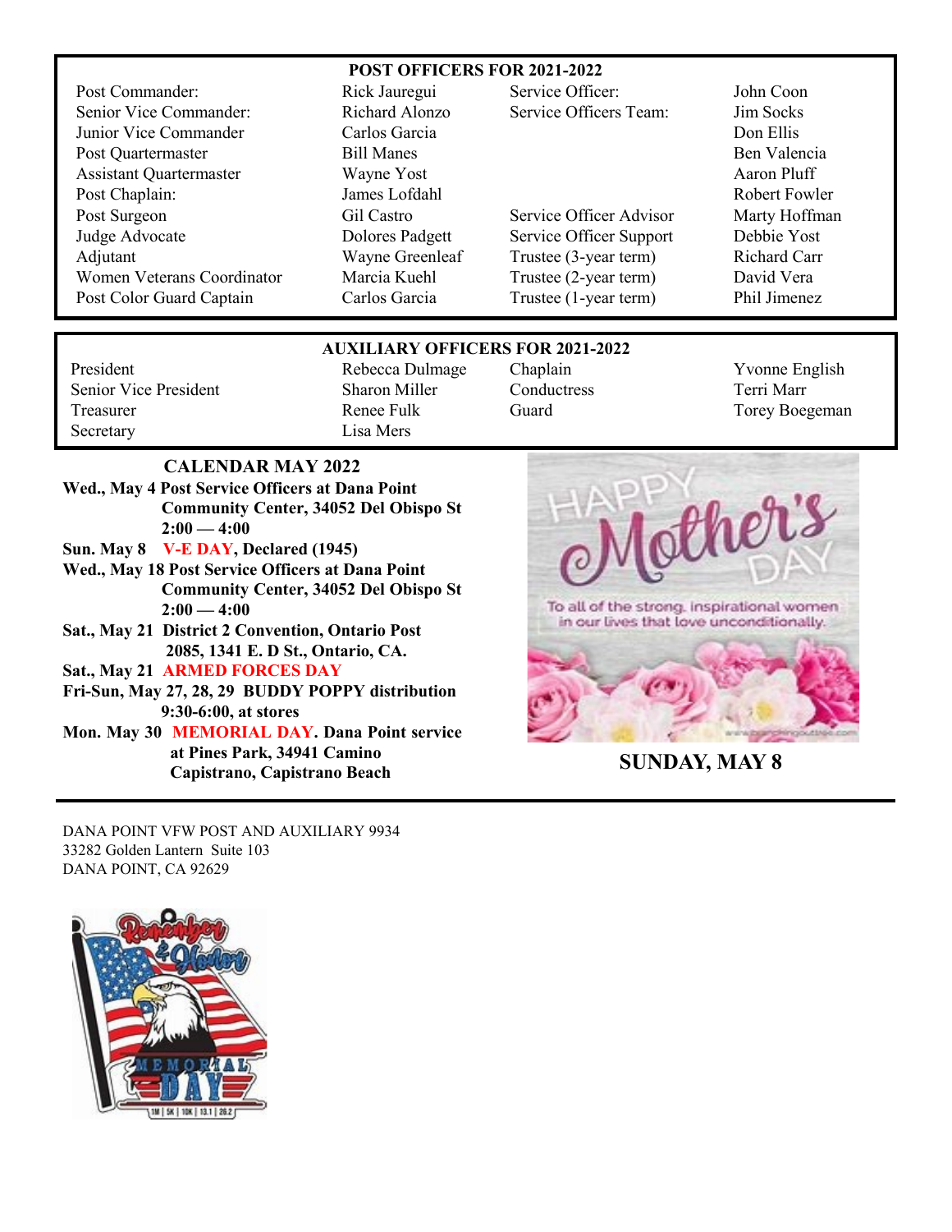## POST OFFICERS FOR 2021-2022

| | | | |
|---|---|---|---|
| Post Commander: | Rick Jauregui | Service Officer: | John Coon |
| Senior Vice Commander: | Richard Alonzo | Service Officers Team: | Jim Socks |
| Junior Vice Commander | Carlos Garcia | | Don Ellis |
| Post Quartermaster | Bill Manes | | Ben Valencia |
| Assistant Quartermaster | Wayne Yost | | Aaron Pluff |
| Post Chaplain: | James Lofdahl | | Robert Fowler |
| Post Surgeon | Gil Castro | Service Officer Advisor | Marty Hoffman |
| Judge Advocate | Dolores Padgett | Service Officer Support | Debbie Yost |
| Adjutant | Wayne Greenleaf | Trustee (3-year term) | Richard Carr |
| Women Veterans Coordinator | Marcia Kuehl | Trustee (2-year term) | David Vera |
| Post Color Guard Captain | Carlos Garcia | Trustee (1-year term) | Phil Jimenez |

## AUXILIARY OFFICERS FOR 2021-2022

| | | | |
|---|---|---|---|
| President | Rebecca Dulmage | Chaplain | Yvonne English |
| Senior Vice President | Sharon Miller | Conductress | Terri Marr |
| Treasurer | Renee Fulk | Guard | Torey Boegeman |
| Secretary | Lisa Mers | | |

## CALENDAR MAY 2022

**Wed., May 4 Post Service Officers at Dana Point Community Center, 34052 Del Obispo St 2:00 — 4:00**

**Sun. May 8 V-E DAY, Declared (1945)**

**Wed., May 18 Post Service Officers at Dana Point Community Center, 34052 Del Obispo St 2:00 — 4:00**

**Sat., May 21 District 2 Convention, Ontario Post 2085, 1341 E. D St., Ontario, CA.**

**Sat., May 21 ARMED FORCES DAY**

**Fri-Sun, May 27, 28, 29 BUDDY POPPY distribution 9:30-6:00, at stores**

**Mon. May 30 MEMORIAL DAY. Dana Point service at Pines Park, 34941 Camino Capistrano, Capistrano Beach**

HAPPY Mother's DAY

To all of the strong, inspirational women in our lives that love unconditionally.

**SUNDAY, MAY 8**

DANA POINT VFW POST AND AUXILIARY 9934
33282 Golden Lantern Suite 103
DANA POINT, CA 92629